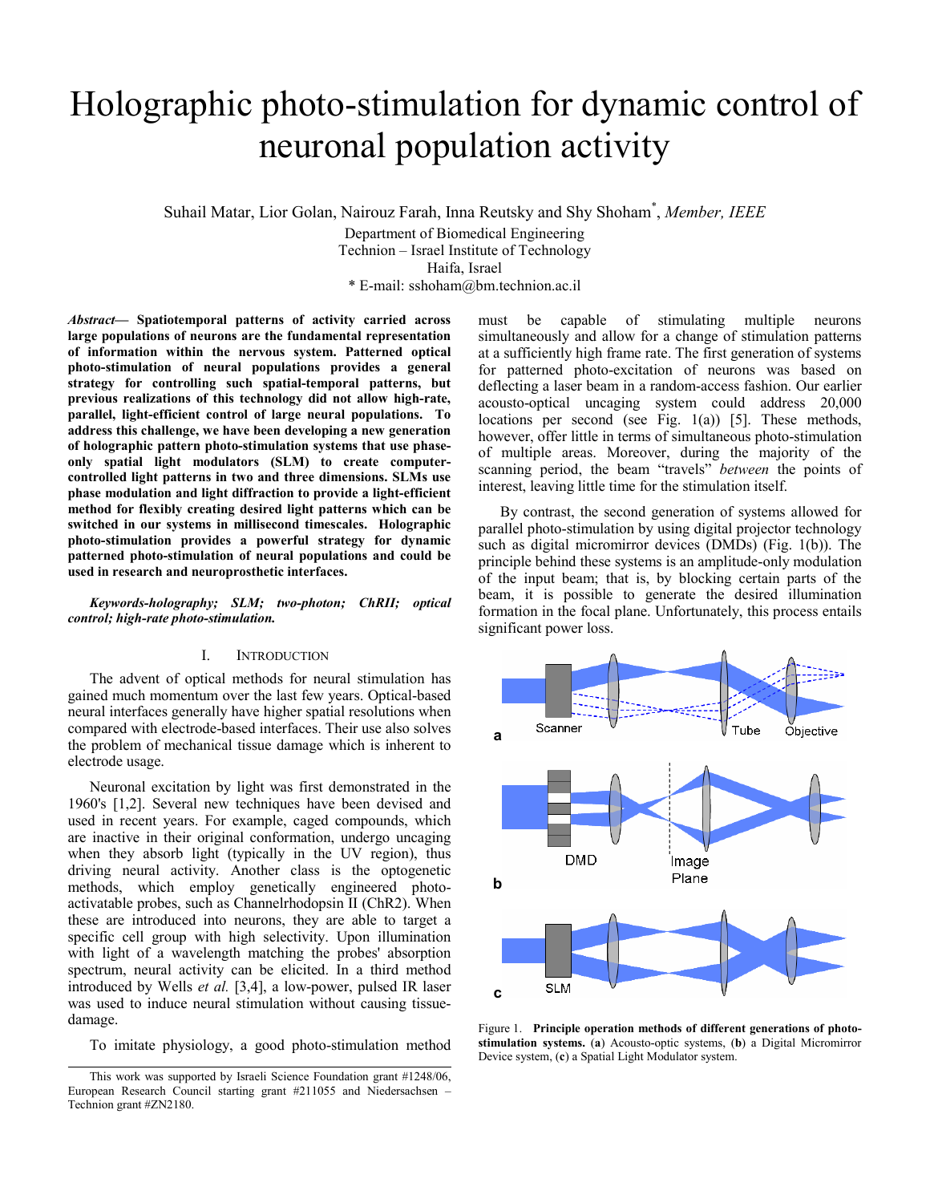# Holographic photo-stimulation for dynamic control of neuronal population activity

Suhail Matar, Lior Golan, Nairouz Farah, Inna Reutsky and Shy Shoham*, *Member, IEEE*

Department of Biomedical Engineering
Technion – Israel Institute of Technology
Haifa, Israel
* E-mail: sshoham@bm.technion.ac.il

***Abstract*— Spatiotemporal patterns of activity carried across large populations of neurons are the fundamental representation of information within the nervous system. Patterned optical photo-stimulation of neural populations provides a general strategy for controlling such spatial-temporal patterns, but previous realizations of this technology did not allow high-rate, parallel, light-efficient control of large neural populations. To address this challenge, we have been developing a new generation of holographic pattern photo-stimulation systems that use phase-only spatial light modulators (SLM) to create computer-controlled light patterns in two and three dimensions. SLMs use phase modulation and light diffraction to provide a light-efficient method for flexibly creating desired light patterns which can be switched in our systems in millisecond timescales. Holographic photo-stimulation provides a powerful strategy for dynamic patterned photo-stimulation of neural populations and could be used in research and neuroprosthetic interfaces.**

***Keywords-holography; SLM; two-photon; ChRII; optical control; high-rate photo-stimulation.***

## I. Introduction

The advent of optical methods for neural stimulation has gained much momentum over the last few years. Optical-based neural interfaces generally have higher spatial resolutions when compared with electrode-based interfaces. Their use also solves the problem of mechanical tissue damage which is inherent to electrode usage.

Neuronal excitation by light was first demonstrated in the 1960's [1,2]. Several new techniques have been devised and used in recent years. For example, caged compounds, which are inactive in their original conformation, undergo uncaging when they absorb light (typically in the UV region), thus driving neural activity. Another class is the optogenetic methods, which employ genetically engineered photo-activatable probes, such as Channelrhodopsin II (ChR2). When these are introduced into neurons, they are able to target a specific cell group with high selectivity. Upon illumination with light of a wavelength matching the probes' absorption spectrum, neural activity can be elicited. In a third method introduced by Wells *et al.* [3,4], a low-power, pulsed IR laser was used to induce neural stimulation without causing tissue-damage.

To imitate physiology, a good photo-stimulation method must be capable of stimulating multiple neurons simultaneously and allow for a change of stimulation patterns at a sufficiently high frame rate. The first generation of systems for patterned photo-excitation of neurons was based on deflecting a laser beam in a random-access fashion. Our earlier acousto-optical uncaging system could address 20,000 locations per second (see Fig. 1(a)) [5]. These methods, however, offer little in terms of simultaneous photo-stimulation of multiple areas. Moreover, during the majority of the scanning period, the beam "travels" *between* the points of interest, leaving little time for the stimulation itself.

By contrast, the second generation of systems allowed for parallel photo-stimulation by using digital projector technology such as digital micromirror devices (DMDs) (Fig. 1(b)). The principle behind these systems is an amplitude-only modulation of the input beam; that is, by blocking certain parts of the beam, it is possible to generate the desired illumination formation in the focal plane. Unfortunately, this process entails significant power loss.

Figure 1. **Principle operation methods of different generations of photo-stimulation systems.** (**a**) Acousto-optic systems, (**b**) a Digital Micromirror Device system, (**c**) a Spatial Light Modulator system.

This work was supported by Israeli Science Foundation grant #1248/06, European Research Council starting grant #211055 and Niedersachsen – Technion grant #ZN2180.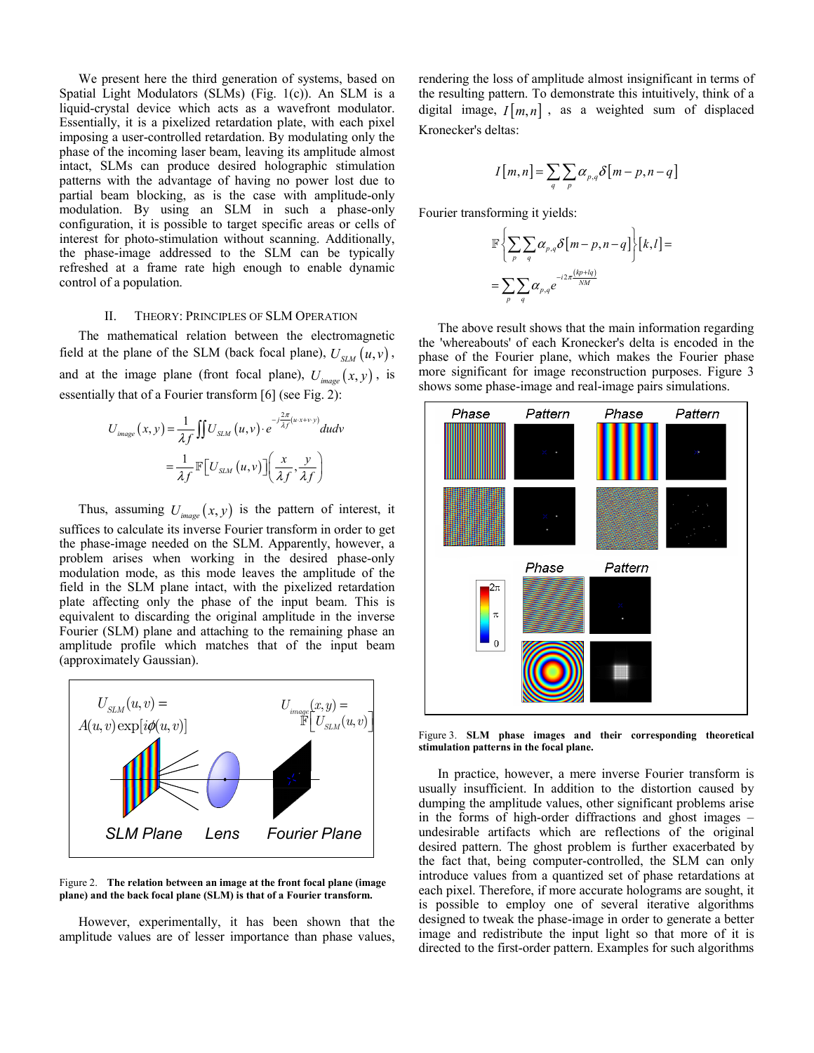We present here the third generation of systems, based on Spatial Light Modulators (SLMs) (Fig. 1(c)). An SLM is a liquid-crystal device which acts as a wavefront modulator. Essentially, it is a pixelized retardation plate, with each pixel imposing a user-controlled retardation. By modulating only the phase of the incoming laser beam, leaving its amplitude almost intact, SLMs can produce desired holographic stimulation patterns with the advantage of having no power lost due to partial beam blocking, as is the case with amplitude-only modulation. By using an SLM in such a phase-only configuration, it is possible to target specific areas or cells of interest for photo-stimulation without scanning. Additionally, the phase-image addressed to the SLM can be typically refreshed at a frame rate high enough to enable dynamic control of a population.

## II. Theory: Principles of SLM Operation

The mathematical relation between the electromagnetic field at the plane of the SLM (back focal plane), $U_{SLM}(u,v)$, and at the image plane (front focal plane), $U_{image}(x,y)$, is essentially that of a Fourier transform [6] (see Fig. 2):

$$U_{image}(x,y) = \frac{1}{\lambda f}\iint U_{SLM}(u,v)\cdot e^{-j\frac{2\pi}{\lambda f}(u\cdot x + v\cdot y)}dudv$$

$$= \frac{1}{\lambda f}\mathbb{F}\left[U_{SLM}(u,v)\right]\left(\frac{x}{\lambda f},\frac{y}{\lambda f}\right)$$

Thus, assuming $U_{image}(x,y)$ is the pattern of interest, it suffices to calculate its inverse Fourier transform in order to get the phase-image needed on the SLM. Apparently, however, a problem arises when working in the desired phase-only modulation mode, as this mode leaves the amplitude of the field in the SLM plane intact, with the pixelized retardation plate affecting only the phase of the input beam. This is equivalent to discarding the original amplitude in the inverse Fourier (SLM) plane and attaching to the remaining phase an amplitude profile which matches that of the input beam (approximately Gaussian).

$U_{SLM}(u,v) = A(u,v)\exp[i\phi(u,v)]$ $\quad$ $U_{image}(x,y) = \mathbb{F}\left[U_{SLM}(u,v)\right]$

SLM Plane $\quad$ Lens $\quad$ Fourier Plane

Figure 2. **The relation between an image at the front focal plane (image plane) and the back focal plane (SLM) is that of a Fourier transform.**

However, experimentally, it has been shown that the amplitude values are of lesser importance than phase values, rendering the loss of amplitude almost insignificant in terms of the resulting pattern. To demonstrate this intuitively, think of a digital image, $I[m,n]$, as a weighted sum of displaced Kronecker's deltas:

$$I[m,n] = \sum_{q}\sum_{p}\alpha_{p,q}\delta[m-p,n-q]$$

Fourier transforming it yields:

$$\mathbb{F}\left\{\sum_{p}\sum_{q}\alpha_{p,q}\delta[m-p,n-q]\right\}[k,l] =$$

$$= \sum_{p}\sum_{q}\alpha_{p,q}e^{-i2\pi\frac{(kp+lq)}{NM}}$$

The above result shows that the main information regarding the 'whereabouts' of each Kronecker's delta is encoded in the phase of the Fourier plane, which makes the Fourier phase more significant for image reconstruction purposes. Figure 3 shows some phase-image and real-image pairs simulations.

Figure 3. **SLM phase images and their corresponding theoretical stimulation patterns in the focal plane.**

In practice, however, a mere inverse Fourier transform is usually insufficient. In addition to the distortion caused by dumping the amplitude values, other significant problems arise in the forms of high-order diffractions and ghost images – undesirable artifacts which are reflections of the original desired pattern. The ghost problem is further exacerbated by the fact that, being computer-controlled, the SLM can only introduce values from a quantized set of phase retardations at each pixel. Therefore, if more accurate holograms are sought, it is possible to employ one of several iterative algorithms designed to tweak the phase-image in order to generate a better image and redistribute the input light so that more of it is directed to the first-order pattern. Examples for such algorithms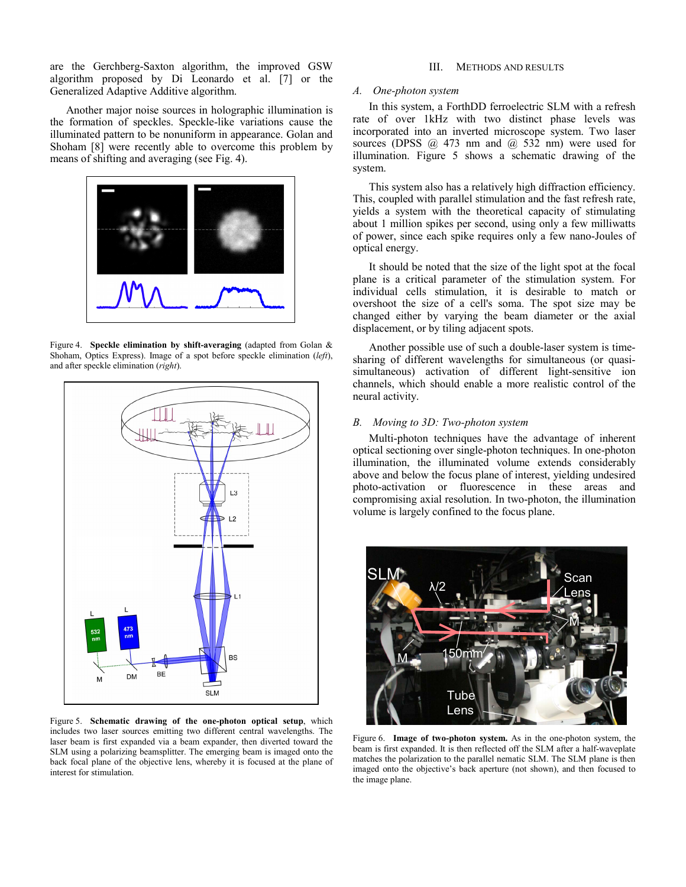are the Gerchberg-Saxton algorithm, the improved GSW algorithm proposed by Di Leonardo et al. [7] or the Generalized Adaptive Additive algorithm.

Another major noise sources in holographic illumination is the formation of speckles. Speckle-like variations cause the illuminated pattern to be nonuniform in appearance. Golan and Shoham [8] were recently able to overcome this problem by means of shifting and averaging (see Fig. 4).

Figure 4. **Speckle elimination by shift-averaging** (adapted from Golan & Shoham, Optics Express). Image of a spot before speckle elimination (*left*), and after speckle elimination (*right*).

Figure 5. **Schematic drawing of the one-photon optical setup**, which includes two laser sources emitting two different central wavelengths. The laser beam is first expanded via a beam expander, then diverted toward the SLM using a polarizing beamsplitter. The emerging beam is imaged onto the back focal plane of the objective lens, whereby it is focused at the plane of interest for stimulation.

## III. Methods and Results

### *A. One-photon system*

In this system, a ForthDD ferroelectric SLM with a refresh rate of over 1kHz with two distinct phase levels was incorporated into an inverted microscope system. Two laser sources (DPSS @ 473 nm and @ 532 nm) were used for illumination. Figure 5 shows a schematic drawing of the system.

This system also has a relatively high diffraction efficiency. This, coupled with parallel stimulation and the fast refresh rate, yields a system with the theoretical capacity of stimulating about 1 million spikes per second, using only a few milliwatts of power, since each spike requires only a few nano-Joules of optical energy.

It should be noted that the size of the light spot at the focal plane is a critical parameter of the stimulation system. For individual cells stimulation, it is desirable to match or overshoot the size of a cell's soma. The spot size may be changed either by varying the beam diameter or the axial displacement, or by tiling adjacent spots.

Another possible use of such a double-laser system is time-sharing of different wavelengths for simultaneous (or quasi-simultaneous) activation of different light-sensitive ion channels, which should enable a more realistic control of the neural activity.

### *B. Moving to 3D: Two-photon system*

Multi-photon techniques have the advantage of inherent optical sectioning over single-photon techniques. In one-photon illumination, the illuminated volume extends considerably above and below the focus plane of interest, yielding undesired photo-activation or fluorescence in these areas and compromising axial resolution. In two-photon, the illumination volume is largely confined to the focus plane.

Figure 6. **Image of two-photon system.** As in the one-photon system, the beam is first expanded. It is then reflected off the SLM after a half-waveplate matches the polarization to the parallel nematic SLM. The SLM plane is then imaged onto the objective's back aperture (not shown), and then focused to the image plane.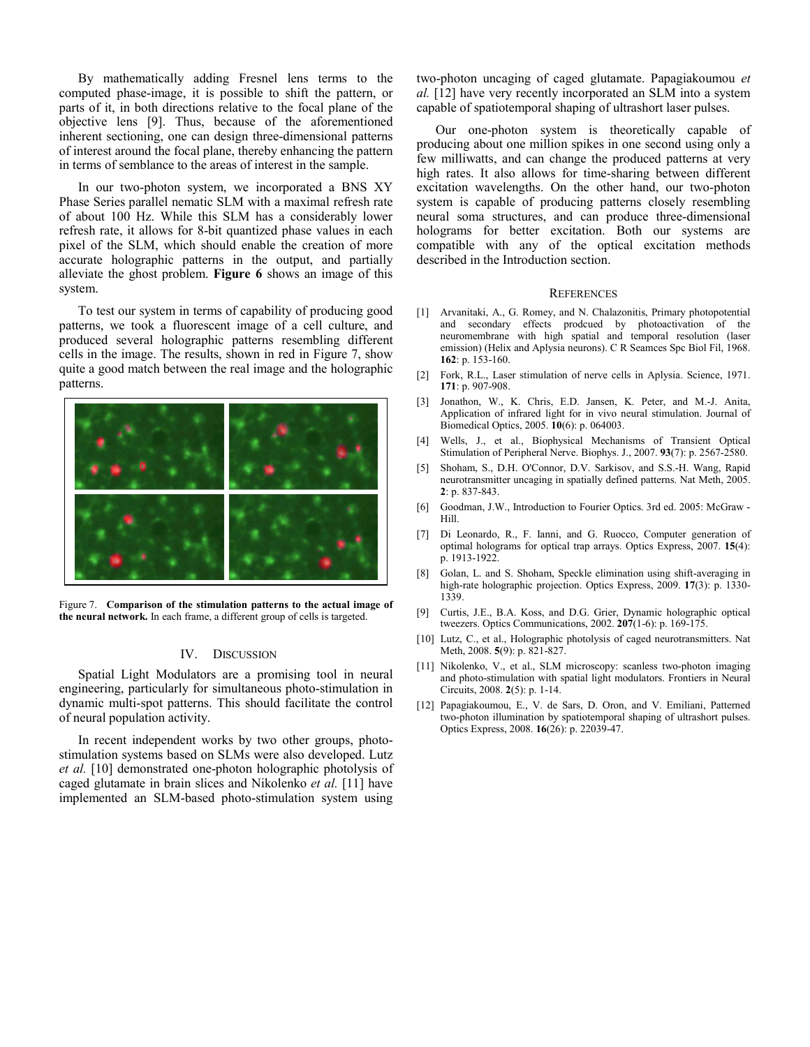By mathematically adding Fresnel lens terms to the computed phase-image, it is possible to shift the pattern, or parts of it, in both directions relative to the focal plane of the objective lens [9]. Thus, because of the aforementioned inherent sectioning, one can design three-dimensional patterns of interest around the focal plane, thereby enhancing the pattern in terms of semblance to the areas of interest in the sample.

In our two-photon system, we incorporated a BNS XY Phase Series parallel nematic SLM with a maximal refresh rate of about 100 Hz. While this SLM has a considerably lower refresh rate, it allows for 8-bit quantized phase values in each pixel of the SLM, which should enable the creation of more accurate holographic patterns in the output, and partially alleviate the ghost problem. **Figure 6** shows an image of this system.

To test our system in terms of capability of producing good patterns, we took a fluorescent image of a cell culture, and produced several holographic patterns resembling different cells in the image. The results, shown in red in Figure 7, show quite a good match between the real image and the holographic patterns.

Figure 7. **Comparison of the stimulation patterns to the actual image of the neural network.** In each frame, a different group of cells is targeted.

## IV. Discussion

Spatial Light Modulators are a promising tool in neural engineering, particularly for simultaneous photo-stimulation in dynamic multi-spot patterns. This should facilitate the control of neural population activity.

In recent independent works by two other groups, photo-stimulation systems based on SLMs were also developed. Lutz *et al.* [10] demonstrated one-photon holographic photolysis of caged glutamate in brain slices and Nikolenko *et al.* [11] have implemented an SLM-based photo-stimulation system using two-photon uncaging of caged glutamate. Papagiakoumou *et al.* [12] have very recently incorporated an SLM into a system capable of spatiotemporal shaping of ultrashort laser pulses.

Our one-photon system is theoretically capable of producing about one million spikes in one second using only a few milliwatts, and can change the produced patterns at very high rates. It also allows for time-sharing between different excitation wavelengths. On the other hand, our two-photon system is capable of producing patterns closely resembling neural soma structures, and can produce three-dimensional holograms for better excitation. Both our systems are compatible with any of the optical excitation methods described in the Introduction section.

## References

[1] Arvanitaki, A., G. Romey, and N. Chalazonitis, Primary photopotential and secondary effects prodcued by photoactivation of the neuromembrane with high spatial and temporal resolution (laser emission) (Helix and Aplysia neurons). C R Seamces Spc Biol Fil, 1968. **162**: p. 153-160.

[2] Fork, R.L., Laser stimulation of nerve cells in Aplysia. Science, 1971. **171**: p. 907-908.

[3] Jonathon, W., K. Chris, E.D. Jansen, K. Peter, and M.-J. Anita, Application of infrared light for in vivo neural stimulation. Journal of Biomedical Optics, 2005. **10**(6): p. 064003.

[4] Wells, J., et al., Biophysical Mechanisms of Transient Optical Stimulation of Peripheral Nerve. Biophys. J., 2007. **93**(7): p. 2567-2580.

[5] Shoham, S., D.H. O'Connor, D.V. Sarkisov, and S.S.-H. Wang, Rapid neurotransmitter uncaging in spatially defined patterns. Nat Meth, 2005. **2**: p. 837-843.

[6] Goodman, J.W., Introduction to Fourier Optics. 3rd ed. 2005: McGraw - Hill.

[7] Di Leonardo, R., F. Ianni, and G. Ruocco, Computer generation of optimal holograms for optical trap arrays. Optics Express, 2007. **15**(4): p. 1913-1922.

[8] Golan, L. and S. Shoham, Speckle elimination using shift-averaging in high-rate holographic projection. Optics Express, 2009. **17**(3): p. 1330-1339.

[9] Curtis, J.E., B.A. Koss, and D.G. Grier, Dynamic holographic optical tweezers. Optics Communications, 2002. **207**(1-6): p. 169-175.

[10] Lutz, C., et al., Holographic photolysis of caged neurotransmitters. Nat Meth, 2008. **5**(9): p. 821-827.

[11] Nikolenko, V., et al., SLM microscopy: scanless two-photon imaging and photo-stimulation with spatial light modulators. Frontiers in Neural Circuits, 2008. **2**(5): p. 1-14.

[12] Papagiakoumou, E., V. de Sars, D. Oron, and V. Emiliani, Patterned two-photon illumination by spatiotemporal shaping of ultrashort pulses. Optics Express, 2008. **16**(26): p. 22039-47.